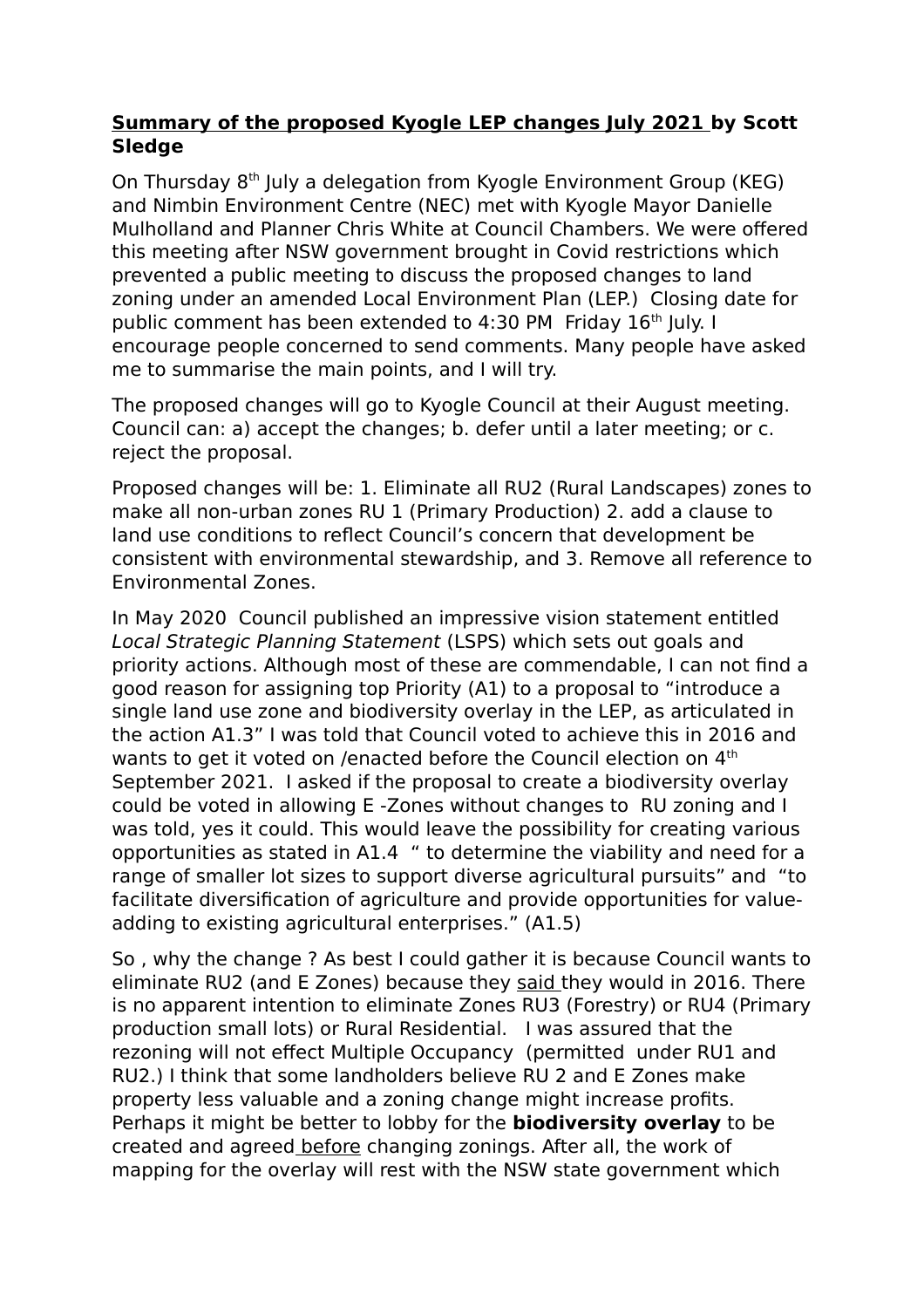**<u>Summary of the proposed Kyogle LEP changes July 2021</u> by Scott Sledge**

On Thursday 8th July a delegation from Kyogle Environment Group (KEG) and Nimbin Environment Centre (NEC) met with Kyogle Mayor Danielle Mulholland and Planner Chris White at Council Chambers. We were offered this meeting after NSW government brought in Covid restrictions which prevented a public meeting to discuss the proposed changes to land zoning under an amended Local Environment Plan (LEP.) Closing date for public comment has been extended to 4:30 PM Friday 16th July. I encourage people concerned to send comments. Many people have asked me to summarise the main points, and I will try.

The proposed changes will go to Kyogle Council at their August meeting. Council can: a) accept the changes; b. defer until a later meeting; or c. reject the proposal.

Proposed changes will be: 1. Eliminate all RU2 (Rural Landscapes) zones to make all non-urban zones RU 1 (Primary Production) 2. add a clause to land use conditions to reflect Council's concern that development be consistent with environmental stewardship, and 3. Remove all reference to Environmental Zones.

In May 2020 Council published an impressive vision statement entitled *Local Strategic Planning Statement* (LSPS) which sets out goals and priority actions. Although most of these are commendable, I can not find a good reason for assigning top Priority (A1) to a proposal to "introduce a single land use zone and biodiversity overlay in the LEP, as articulated in the action A1.3" I was told that Council voted to achieve this in 2016 and wants to get it voted on /enacted before the Council election on 4th September 2021. I asked if the proposal to create a biodiversity overlay could be voted in allowing E -Zones without changes to RU zoning and I was told, yes it could. This would leave the possibility for creating various opportunities as stated in A1.4 " to determine the viability and need for a range of smaller lot sizes to support diverse agricultural pursuits" and "to facilitate diversification of agriculture and provide opportunities for value-adding to existing agricultural enterprises." (A1.5)

So , why the change ? As best I could gather it is because Council wants to eliminate RU2 (and E Zones) because they <u>said</u> they would in 2016. There is no apparent intention to eliminate Zones RU3 (Forestry) or RU4 (Primary production small lots) or Rural Residential. I was assured that the rezoning will not effect Multiple Occupancy (permitted under RU1 and RU2.) I think that some landholders believe RU 2 and E Zones make property less valuable and a zoning change might increase profits. Perhaps it might be better to lobby for the **biodiversity overlay** to be created and agreed <u>before</u> changing zonings. After all, the work of mapping for the overlay will rest with the NSW state government which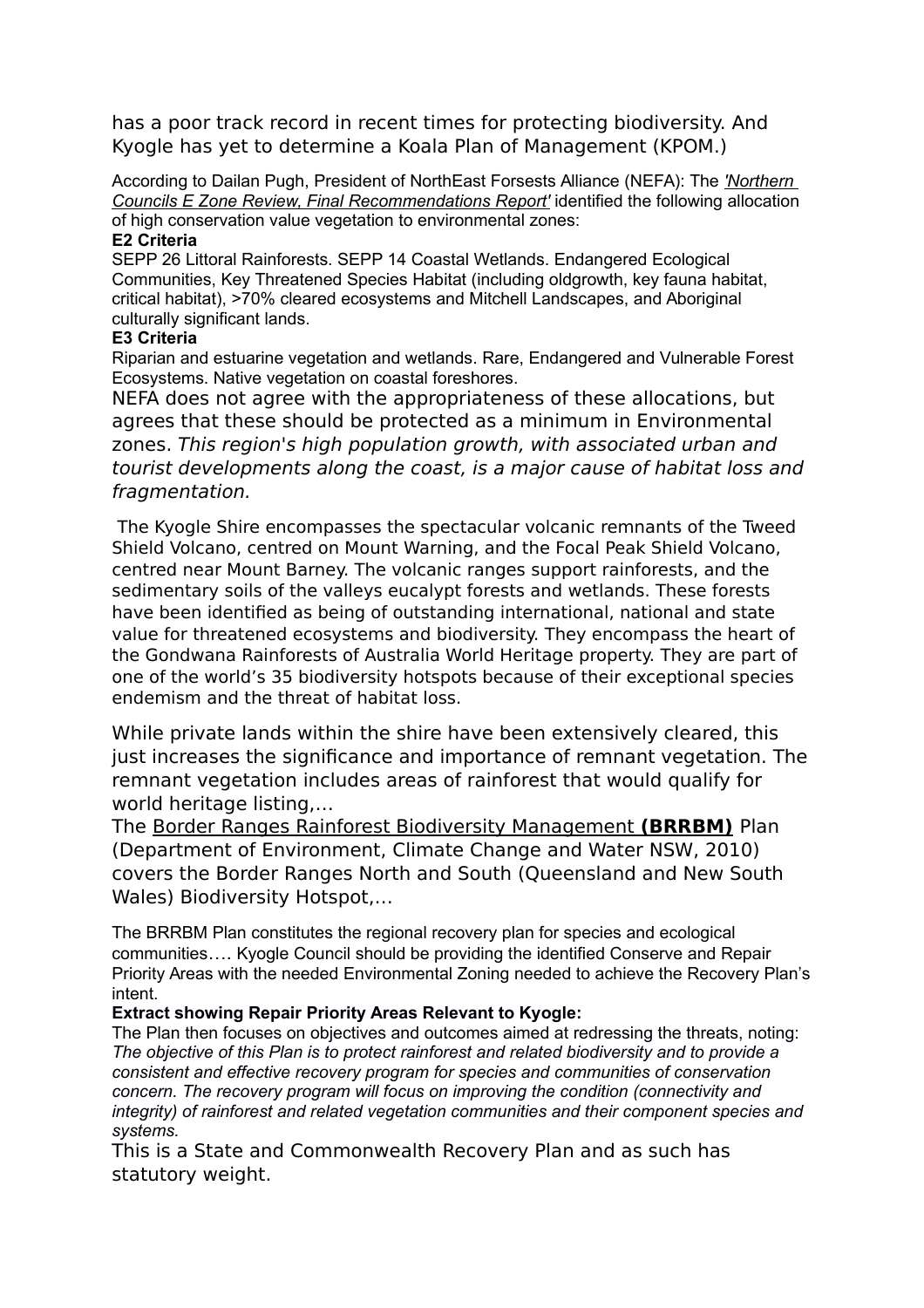has a poor track record in recent times for protecting biodiversity. And Kyogle has yet to determine a Koala Plan of Management (KPOM.)

According to Dailan Pugh, President of NorthEast Forsests Alliance (NEFA): The *'Northern Councils E Zone Review, Final Recommendations Report'* identified the following allocation of high conservation value vegetation to environmental zones:

**E2 Criteria**

SEPP 26 Littoral Rainforests. SEPP 14 Coastal Wetlands. Endangered Ecological Communities, Key Threatened Species Habitat (including oldgrowth, key fauna habitat, critical habitat), >70% cleared ecosystems and Mitchell Landscapes, and Aboriginal culturally significant lands.

**E3 Criteria**

Riparian and estuarine vegetation and wetlands. Rare, Endangered and Vulnerable Forest Ecosystems. Native vegetation on coastal foreshores.

NEFA does not agree with the appropriateness of these allocations, but agrees that these should be protected as a minimum in Environmental zones. *This region's high population growth, with associated urban and tourist developments along the coast, is a major cause of habitat loss and fragmentation.*

The Kyogle Shire encompasses the spectacular volcanic remnants of the Tweed Shield Volcano, centred on Mount Warning, and the Focal Peak Shield Volcano, centred near Mount Barney. The volcanic ranges support rainforests, and the sedimentary soils of the valleys eucalypt forests and wetlands. These forests have been identified as being of outstanding international, national and state value for threatened ecosystems and biodiversity. They encompass the heart of the Gondwana Rainforests of Australia World Heritage property. They are part of one of the world's 35 biodiversity hotspots because of their exceptional species endemism and the threat of habitat loss.

While private lands within the shire have been extensively cleared, this just increases the significance and importance of remnant vegetation. The remnant vegetation includes areas of rainforest that would qualify for world heritage listing,...

The Border Ranges Rainforest Biodiversity Management **(BRRBM)** Plan (Department of Environment, Climate Change and Water NSW, 2010) covers the Border Ranges North and South (Queensland and New South Wales) Biodiversity Hotspot,...

The BRRBM Plan constitutes the regional recovery plan for species and ecological communities.... Kyogle Council should be providing the identified Conserve and Repair Priority Areas with the needed Environmental Zoning needed to achieve the Recovery Plan's intent.

**Extract showing Repair Priority Areas Relevant to Kyogle:**

The Plan then focuses on objectives and outcomes aimed at redressing the threats, noting: *The objective of this Plan is to protect rainforest and related biodiversity and to provide a consistent and effective recovery program for species and communities of conservation concern. The recovery program will focus on improving the condition (connectivity and integrity) of rainforest and related vegetation communities and their component species and systems.*

This is a State and Commonwealth Recovery Plan and as such has statutory weight.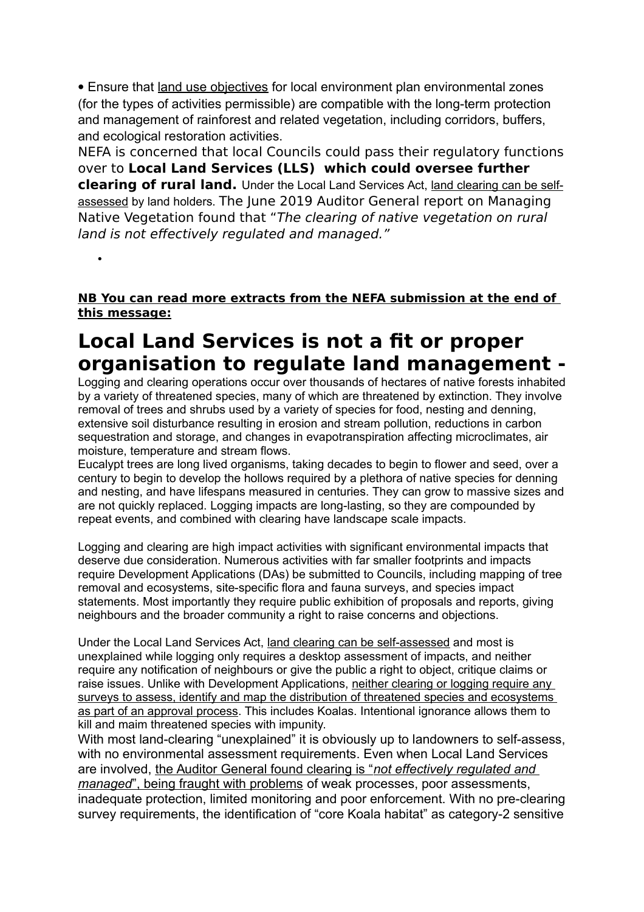- Ensure that land use objectives for local environment plan environmental zones (for the types of activities permissible) are compatible with the long-term protection and management of rainforest and related vegetation, including corridors, buffers, and ecological restoration activities.

NEFA is concerned that local Councils could pass their regulatory functions over to **Local Land Services (LLS) which could oversee further clearing of rural land.** Under the Local Land Services Act, land clearing can be self-assessed by land holders. The June 2019 Auditor General report on Managing Native Vegetation found that "*The clearing of native vegetation on rural land is not effectively regulated and managed.*"

- 

**NB You can read more extracts from the NEFA submission at the end of this message:**

# Local Land Services is not a fit or proper organisation to regulate land management -

Logging and clearing operations occur over thousands of hectares of native forests inhabited by a variety of threatened species, many of which are threatened by extinction. They involve removal of trees and shrubs used by a variety of species for food, nesting and denning, extensive soil disturbance resulting in erosion and stream pollution, reductions in carbon sequestration and storage, and changes in evapotranspiration affecting microclimates, air moisture, temperature and stream flows.

Eucalypt trees are long lived organisms, taking decades to begin to flower and seed, over a century to begin to develop the hollows required by a plethora of native species for denning and nesting, and have lifespans measured in centuries. They can grow to massive sizes and are not quickly replaced. Logging impacts are long-lasting, so they are compounded by repeat events, and combined with clearing have landscape scale impacts.

Logging and clearing are high impact activities with significant environmental impacts that deserve due consideration. Numerous activities with far smaller footprints and impacts require Development Applications (DAs) be submitted to Councils, including mapping of tree removal and ecosystems, site-specific flora and fauna surveys, and species impact statements. Most importantly they require public exhibition of proposals and reports, giving neighbours and the broader community a right to raise concerns and objections.

Under the Local Land Services Act, land clearing can be self-assessed and most is unexplained while logging only requires a desktop assessment of impacts, and neither require any notification of neighbours or give the public a right to object, critique claims or raise issues. Unlike with Development Applications, neither clearing or logging require any surveys to assess, identify and map the distribution of threatened species and ecosystems as part of an approval process. This includes Koalas. Intentional ignorance allows them to kill and maim threatened species with impunity.

With most land-clearing "unexplained" it is obviously up to landowners to self-assess, with no environmental assessment requirements. Even when Local Land Services are involved, the Auditor General found clearing is "*not effectively regulated and managed*", being fraught with problems of weak processes, poor assessments, inadequate protection, limited monitoring and poor enforcement. With no pre-clearing survey requirements, the identification of "core Koala habitat" as category-2 sensitive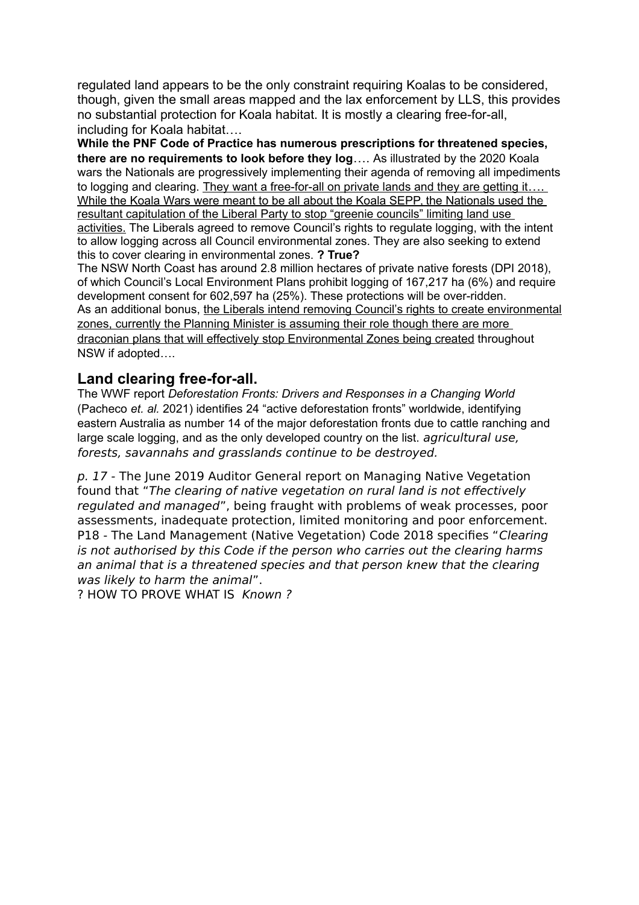regulated land appears to be the only constraint requiring Koalas to be considered, though, given the small areas mapped and the lax enforcement by LLS, this provides no substantial protection for Koala habitat. It is mostly a clearing free-for-all, including for Koala habitat….

**While the PNF Code of Practice has numerous prescriptions for threatened species, there are no requirements to look before they log**…. As illustrated by the 2020 Koala wars the Nationals are progressively implementing their agenda of removing all impediments to logging and clearing. <u>They want a free-for-all on private lands and they are getting it…. While the Koala Wars were meant to be all about the Koala SEPP, the Nationals used the resultant capitulation of the Liberal Party to stop “greenie councils” limiting land use activities.</u> The Liberals agreed to remove Council’s rights to regulate logging, with the intent to allow logging across all Council environmental zones. They are also seeking to extend this to cover clearing in environmental zones. **? True?**

The NSW North Coast has around 2.8 million hectares of private native forests (DPI 2018), of which Council’s Local Environment Plans prohibit logging of 167,217 ha (6%) and require development consent for 602,597 ha (25%). These protections will be over-ridden.

As an additional bonus, <u>the Liberals intend removing Council’s rights to create environmental zones, currently the Planning Minister is assuming their role though there are more draconian plans that will effectively stop Environmental Zones being created</u> throughout NSW if adopted….

## Land clearing free-for-all.

The WWF report *Deforestation Fronts: Drivers and Responses in a Changing World* (Pacheco *et. al.* 2021) identifies 24 “active deforestation fronts” worldwide, identifying eastern Australia as number 14 of the major deforestation fronts due to cattle ranching and large scale logging, and as the only developed country on the list. *agricultural use, forests, savannahs and grasslands continue to be destroyed.*

*p. 17* - The June 2019 Auditor General report on Managing Native Vegetation found that “*The clearing of native vegetation on rural land is not effectively regulated and managed*”, being fraught with problems of weak processes, poor assessments, inadequate protection, limited monitoring and poor enforcement.

P18 - The Land Management (Native Vegetation) Code 2018 specifies “*Clearing is not authorised by this Code if the person who carries out the clearing harms an animal that is a threatened species and that person knew that the clearing was likely to harm the animal*”.

? HOW TO PROVE WHAT IS *Known ?*